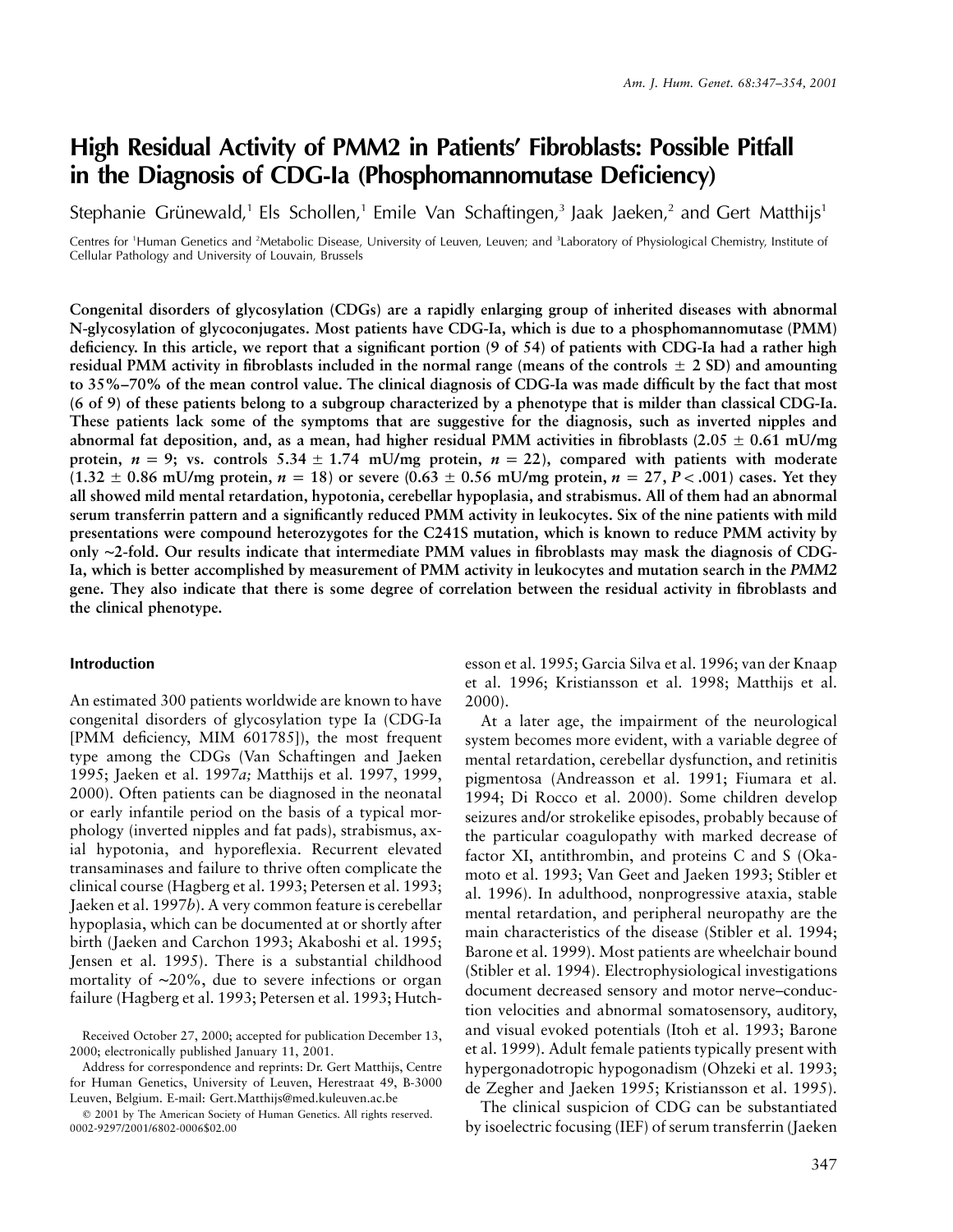# High Residual Activity of PMM2 in Patients' Fibroblasts: Possible Pitfall in the Diagnosis of CDG-Ia (Phosphomannomutase Deficiency)

Stephanie Grünewald,[1] Els Schollen,[1] Emile Van Schaftingen,[3] Jaak Jaeken,[2] and Gert Matthijs[1]

Centres for [1]Human Genetics and [2]Metabolic Disease, University of Leuven, Leuven; and [3]Laboratory of Physiological Chemistry, Institute of Cellular Pathology and University of Louvain, Brussels

**Congenital disorders of glycosylation (CDGs) are a rapidly enlarging group of inherited diseases with abnormal N-glycosylation of glycoconjugates. Most patients have CDG-Ia, which is due to a phosphomannomutase (PMM) deficiency. In this article, we report that a significant portion (9 of 54) of patients with CDG-Ia had a rather high residual PMM activity in fibroblasts included in the normal range (means of the controls ± 2 SD) and amounting to 35%–70% of the mean control value. The clinical diagnosis of CDG-Ia was made difficult by the fact that most (6 of 9) of these patients belong to a subgroup characterized by a phenotype that is milder than classical CDG-Ia. These patients lack some of the symptoms that are suggestive for the diagnosis, such as inverted nipples and abnormal fat deposition, and, as a mean, had higher residual PMM activities in fibroblasts (2.05 ± 0.61 mU/mg protein, $n = 9$; vs. controls 5.34 ± 1.74 mU/mg protein, $n = 22$), compared with patients with moderate (1.32 ± 0.86 mU/mg protein, $n = 18$) or severe (0.63 ± 0.56 mU/mg protein, $n = 27$, $P < .001$) cases. Yet they all showed mild mental retardation, hypotonia, cerebellar hypoplasia, and strabismus. All of them had an abnormal serum transferrin pattern and a significantly reduced PMM activity in leukocytes. Six of the nine patients with mild presentations were compound heterozygotes for the C241S mutation, which is known to reduce PMM activity by only ~2-fold. Our results indicate that intermediate PMM values in fibroblasts may mask the diagnosis of CDG-Ia, which is better accomplished by measurement of PMM activity in leukocytes and mutation search in the *PMM2* gene. They also indicate that there is some degree of correlation between the residual activity in fibroblasts and the clinical phenotype.**

## Introduction

An estimated 300 patients worldwide are known to have congenital disorders of glycosylation type Ia (CDG-Ia [PMM deficiency, MIM 601785]), the most frequent type among the CDGs (Van Schaftingen and Jaeken 1995; Jaeken et al. 1997*a;* Matthijs et al. 1997, 1999, 2000). Often patients can be diagnosed in the neonatal or early infantile period on the basis of a typical morphology (inverted nipples and fat pads), strabismus, axial hypotonia, and hyporeflexia. Recurrent elevated transaminases and failure to thrive often complicate the clinical course (Hagberg et al. 1993; Petersen et al. 1993; Jaeken et al. 1997*b*). A very common feature is cerebellar hypoplasia, which can be documented at or shortly after birth (Jaeken and Carchon 1993; Akaboshi et al. 1995; Jensen et al. 1995). There is a substantial childhood mortality of ~20%, due to severe infections or organ failure (Hagberg et al. 1993; Petersen et al. 1993; Hutchesson et al. 1995; Garcia Silva et al. 1996; van der Knaap et al. 1996; Kristiansson et al. 1998; Matthijs et al. 2000).

At a later age, the impairment of the neurological system becomes more evident, with a variable degree of mental retardation, cerebellar dysfunction, and retinitis pigmentosa (Andreasson et al. 1991; Fiumara et al. 1994; Di Rocco et al. 2000). Some children develop seizures and/or strokelike episodes, probably because of the particular coagulopathy with marked decrease of factor XI, antithrombin, and proteins C and S (Okamoto et al. 1993; Van Geet and Jaeken 1993; Stibler et al. 1996). In adulthood, nonprogressive ataxia, stable mental retardation, and peripheral neuropathy are the main characteristics of the disease (Stibler et al. 1994; Barone et al. 1999). Most patients are wheelchair bound (Stibler et al. 1994). Electrophysiological investigations document decreased sensory and motor nerve–conduction velocities and abnormal somatosensory, auditory, and visual evoked potentials (Itoh et al. 1993; Barone et al. 1999). Adult female patients typically present with hypergonadotropic hypogonadism (Ohzeki et al. 1993; de Zegher and Jaeken 1995; Kristiansson et al. 1995).

The clinical suspicion of CDG can be substantiated by isoelectric focusing (IEF) of serum transferrin (Jaeken

Received October 27, 2000; accepted for publication December 13, 2000; electronically published January 11, 2001.

Address for correspondence and reprints: Dr. Gert Matthijs, Centre for Human Genetics, University of Leuven, Herestraat 49, B-3000 Leuven, Belgium. E-mail: Gert.Matthijs@med.kuleuven.ac.be

© 2001 by The American Society of Human Genetics. All rights reserved. 0002-9297/2001/6802-0006$02.00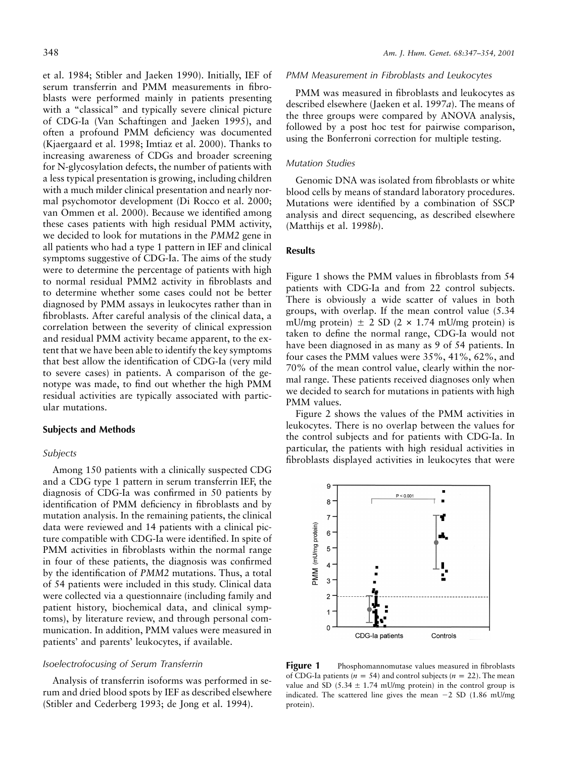et al. 1984; Stibler and Jaeken 1990). Initially, IEF of serum transferrin and PMM measurements in fibroblasts were performed mainly in patients presenting with a "classical" and typically severe clinical picture of CDG-Ia (Van Schaftingen and Jaeken 1995), and often a profound PMM deficiency was documented (Kjaergaard et al. 1998; Imtiaz et al. 2000). Thanks to increasing awareness of CDGs and broader screening for N-glycosylation defects, the number of patients with a less typical presentation is growing, including children with a much milder clinical presentation and nearly normal psychomotor development (Di Rocco et al. 2000; van Ommen et al. 2000). Because we identified among these cases patients with high residual PMM activity, we decided to look for mutations in the *PMM2* gene in all patients who had a type 1 pattern in IEF and clinical symptoms suggestive of CDG-Ia. The aims of the study were to determine the percentage of patients with high to normal residual PMM2 activity in fibroblasts and to determine whether some cases could not be better diagnosed by PMM assays in leukocytes rather than in fibroblasts. After careful analysis of the clinical data, a correlation between the severity of clinical expression and residual PMM activity became apparent, to the extent that we have been able to identify the key symptoms that best allow the identification of CDG-Ia (very mild to severe cases) in patients. A comparison of the genotype was made, to find out whether the high PMM residual activities are typically associated with particular mutations.

## Subjects and Methods

### *Subjects*

Among 150 patients with a clinically suspected CDG and a CDG type 1 pattern in serum transferrin IEF, the diagnosis of CDG-Ia was confirmed in 50 patients by identification of PMM deficiency in fibroblasts and by mutation analysis. In the remaining patients, the clinical data were reviewed and 14 patients with a clinical picture compatible with CDG-Ia were identified. In spite of PMM activities in fibroblasts within the normal range in four of these patients, the diagnosis was confirmed by the identification of *PMM2* mutations. Thus, a total of 54 patients were included in this study. Clinical data were collected via a questionnaire (including family and patient history, biochemical data, and clinical symptoms), by literature review, and through personal communication. In addition, PMM values were measured in patients' and parents' leukocytes, if available.

### *Isoelectrofocusing of Serum Transferrin*

Analysis of transferrin isoforms was performed in serum and dried blood spots by IEF as described elsewhere (Stibler and Cederberg 1993; de Jong et al. 1994).

### *PMM Measurement in Fibroblasts and Leukocytes*

PMM was measured in fibroblasts and leukocytes as described elsewhere (Jaeken et al. 1997*a*). The means of the three groups were compared by ANOVA analysis, followed by a post hoc test for pairwise comparison, using the Bonferroni correction for multiple testing.

### *Mutation Studies*

Genomic DNA was isolated from fibroblasts or white blood cells by means of standard laboratory procedures. Mutations were identified by a combination of SSCP analysis and direct sequencing, as described elsewhere (Matthijs et al. 1998*b*).

## Results

Figure 1 shows the PMM values in fibroblasts from 54 patients with CDG-Ia and from 22 control subjects. There is obviously a wide scatter of values in both groups, with overlap. If the mean control value (5.34 mU/mg protein) $\pm$ 2 SD ($2 \times 1.74$ mU/mg protein) is taken to define the normal range, CDG-Ia would not have been diagnosed in as many as 9 of 54 patients. In four cases the PMM values were 35%, 41%, 62%, and 70% of the mean control value, clearly within the normal range. These patients received diagnoses only when we decided to search for mutations in patients with high PMM values.

Figure 2 shows the values of the PMM activities in leukocytes. There is no overlap between the values for the control subjects and for patients with CDG-Ia. In particular, the patients with high residual activities in fibroblasts displayed activities in leukocytes that were

**Figure 1** Phosphomannomutase values measured in fibroblasts of CDG-Ia patients ($n = 54$) and control subjects ($n = 22$). The mean value and SD ($5.34 \pm 1.74$ mU/mg protein) in the control group is indicated. The scattered line gives the mean $-2$ SD (1.86 mU/mg protein).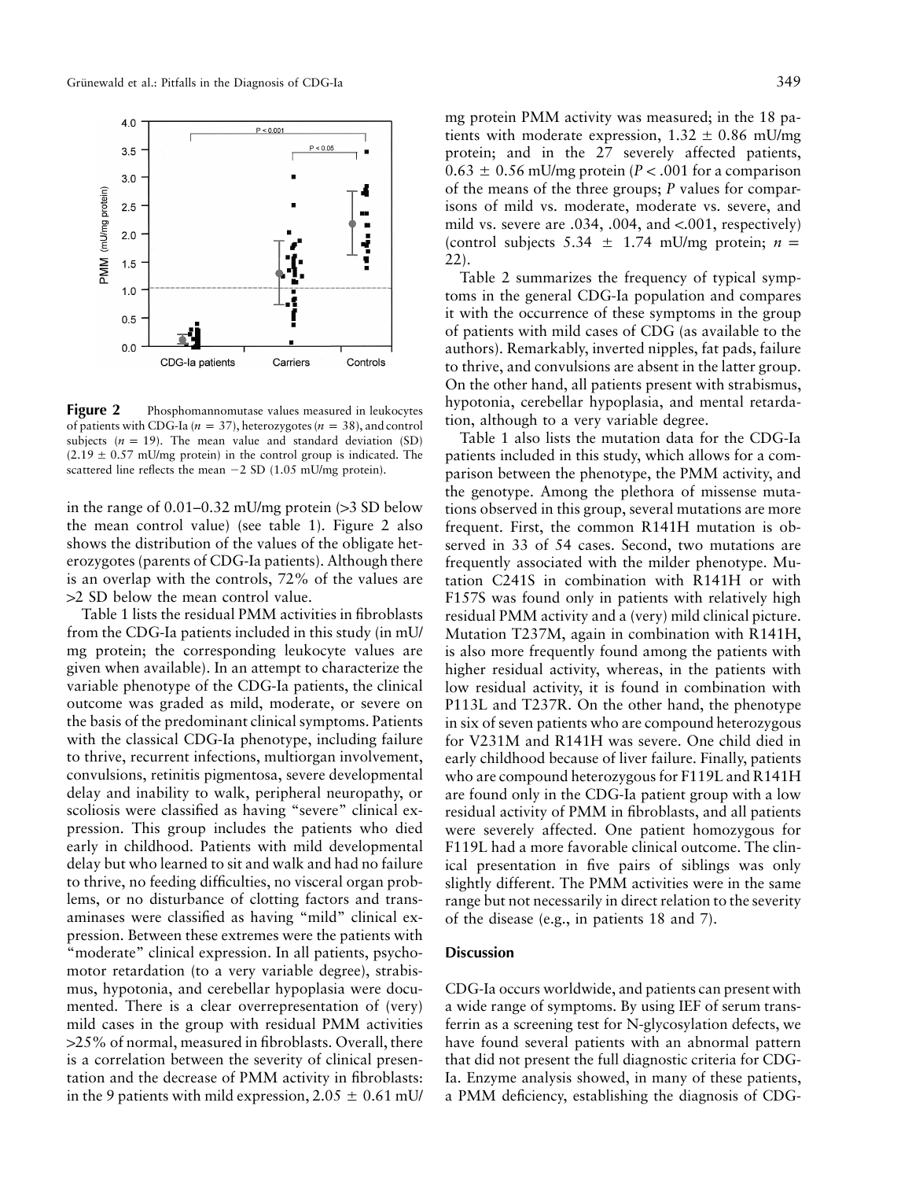**Figure 2** Phosphomannomutase values measured in leukocytes of patients with CDG-Ia ($n = 37$), heterozygotes ($n = 38$), and control subjects ($n = 19$). The mean value and standard deviation (SD) ($2.19 \pm 0.57$ mU/mg protein) in the control group is indicated. The scattered line reflects the mean $-2$ SD (1.05 mU/mg protein).

in the range of 0.01–0.32 mU/mg protein (>3 SD below the mean control value) (see table 1). Figure 2 also shows the distribution of the values of the obligate heterozygotes (parents of CDG-Ia patients). Although there is an overlap with the controls, 72% of the values are >2 SD below the mean control value.

Table 1 lists the residual PMM activities in fibroblasts from the CDG-Ia patients included in this study (in mU/mg protein; the corresponding leukocyte values are given when available). In an attempt to characterize the variable phenotype of the CDG-Ia patients, the clinical outcome was graded as mild, moderate, or severe on the basis of the predominant clinical symptoms. Patients with the classical CDG-Ia phenotype, including failure to thrive, recurrent infections, multiorgan involvement, convulsions, retinitis pigmentosa, severe developmental delay and inability to walk, peripheral neuropathy, or scoliosis were classified as having "severe" clinical expression. This group includes the patients who died early in childhood. Patients with mild developmental delay but who learned to sit and walk and had no failure to thrive, no feeding difficulties, no visceral organ problems, or no disturbance of clotting factors and transaminases were classified as having "mild" clinical expression. Between these extremes were the patients with "moderate" clinical expression. In all patients, psychomotor retardation (to a very variable degree), strabismus, hypotonia, and cerebellar hypoplasia were documented. There is a clear overrepresentation of (very) mild cases in the group with residual PMM activities >25% of normal, measured in fibroblasts. Overall, there is a correlation between the severity of clinical presentation and the decrease of PMM activity in fibroblasts: in the 9 patients with mild expression, $2.05 \pm 0.61$ mU/mg protein PMM activity was measured; in the 18 patients with moderate expression, $1.32 \pm 0.86$ mU/mg protein; and in the 27 severely affected patients, $0.63 \pm 0.56$ mU/mg protein ($P < .001$ for a comparison of the means of the three groups; $P$ values for comparisons of mild vs. moderate, moderate vs. severe, and mild vs. severe are .034, .004, and <.001, respectively) (control subjects $5.34 \pm 1.74$ mU/mg protein; $n = 22$).

Table 2 summarizes the frequency of typical symptoms in the general CDG-Ia population and compares it with the occurrence of these symptoms in the group of patients with mild cases of CDG (as available to the authors). Remarkably, inverted nipples, fat pads, failure to thrive, and convulsions are absent in the latter group. On the other hand, all patients present with strabismus, hypotonia, cerebellar hypoplasia, and mental retardation, although to a very variable degree.

Table 1 also lists the mutation data for the CDG-Ia patients included in this study, which allows for a comparison between the phenotype, the PMM activity, and the genotype. Among the plethora of missense mutations observed in this group, several mutations are more frequent. First, the common R141H mutation is observed in 33 of 54 cases. Second, two mutations are frequently associated with the milder phenotype. Mutation C241S in combination with R141H or with F157S was found only in patients with relatively high residual PMM activity and a (very) mild clinical picture. Mutation T237M, again in combination with R141H, is also more frequently found among the patients with higher residual activity, whereas, in the patients with low residual activity, it is found in combination with P113L and T237R. On the other hand, the phenotype in six of seven patients who are compound heterozygous for V231M and R141H was severe. One child died in early childhood because of liver failure. Finally, patients who are compound heterozygous for F119L and R141H are found only in the CDG-Ia patient group with a low residual activity of PMM in fibroblasts, and all patients were severely affected. One patient homozygous for F119L had a more favorable clinical outcome. The clinical presentation in five pairs of siblings was only slightly different. The PMM activities were in the same range but not necessarily in direct relation to the severity of the disease (e.g., in patients 18 and 7).

## Discussion

CDG-Ia occurs worldwide, and patients can present with a wide range of symptoms. By using IEF of serum transferrin as a screening test for N-glycosylation defects, we have found several patients with an abnormal pattern that did not present the full diagnostic criteria for CDG-Ia. Enzyme analysis showed, in many of these patients, a PMM deficiency, establishing the diagnosis of CDG-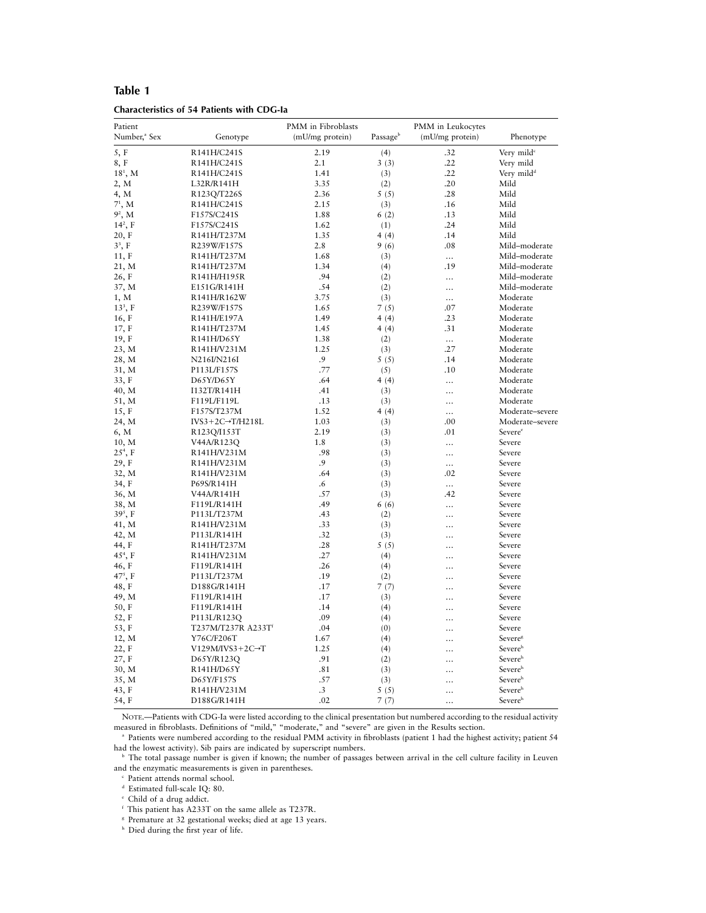## Table 1

**Characteristics of 54 Patients with CDG-Ia**

| Patient Number,[a] Sex | Genotype | PMM in Fibroblasts (mU/mg protein) | Passage[b] | PMM in Leukocytes (mU/mg protein) | Phenotype |
|---|---|---|---|---|---|
| 5, F | R141H/C241S | 2.19 | (4) | .32 | Very mild[c] |
| 8, F | R141H/C241S | 2.1 | 3 (3) | .22 | Very mild |
| 18[1], M | R141H/C241S | 1.41 | (3) | .22 | Very mild[d] |
| 2, M | L32R/R141H | 3.35 | (2) | .20 | Mild |
| 4, M | R123Q/T226S | 2.36 | 5 (5) | .28 | Mild |
| 7[1], M | R141H/C241S | 2.15 | (3) | .16 | Mild |
| 9[2], M | F157S/C241S | 1.88 | 6 (2) | .13 | Mild |
| 14[2], F | F157S/C241S | 1.62 | (1) | .24 | Mild |
| 20, F | R141H/T237M | 1.35 | 4 (4) | .14 | Mild |
| 3[3], F | R239W/F157S | 2.8 | 9 (6) | .08 | Mild–moderate |
| 11, F | R141H/T237M | 1.68 | (3) | … | Mild–moderate |
| 21, M | R141H/T237M | 1.34 | (4) | .19 | Mild–moderate |
| 26, F | R141H/H195R | .94 | (2) | … | Mild–moderate |
| 37, M | E151G/R141H | .54 | (2) | … | Mild–moderate |
| 1, M | R141H/R162W | 3.75 | (3) | … | Moderate |
| 13[3], F | R239W/F157S | 1.65 | 7 (5) | .07 | Moderate |
| 16, F | R141H/E197A | 1.49 | 4 (4) | .23 | Moderate |
| 17, F | R141H/T237M | 1.45 | 4 (4) | .31 | Moderate |
| 19, F | R141H/D65Y | 1.38 | (2) | … | Moderate |
| 23, M | R141H/V231M | 1.25 | (3) | .27 | Moderate |
| 28, M | N216I/N216I | .9 | 5 (5) | .14 | Moderate |
| 31, M | P113L/F157S | .77 | (5) | .10 | Moderate |
| 33, F | D65Y/D65Y | .64 | 4 (4) | … | Moderate |
| 40, M | I132T/R141H | .41 | (3) | … | Moderate |
| 51, M | F119L/F119L | .13 | (3) | … | Moderate |
| 15, F | F157S/T237M | 1.52 | 4 (4) | … | Moderate–severe |
| 24, M | IVS3+2C→T/H218L | 1.03 | (3) | .00 | Moderate–severe |
| 6, M | R123Q/I153T | 2.19 | (3) | .01 | Severe[e] |
| 10, M | V44A/R123Q | 1.8 | (3) | … | Severe |
| 25[4], F | R141H/V231M | .98 | (3) | … | Severe |
| 29, F | R141H/V231M | .9 | (3) | … | Severe |
| 32, M | R141H/V231M | .64 | (3) | .02 | Severe |
| 34, F | P69S/R141H | .6 | (3) | … | Severe |
| 36, M | V44A/R141H | .57 | (3) | .42 | Severe |
| 38, M | F119L/R141H | .49 | 6 (6) | … | Severe |
| 39[5], F | P113L/T237M | .43 | (2) | … | Severe |
| 41, M | R141H/V231M | .33 | (3) | … | Severe |
| 42, M | P113L/R141H | .32 | (3) | … | Severe |
| 44, F | R141H/T237M | .28 | 5 (5) | … | Severe |
| 45[4], F | R141H/V231M | .27 | (4) | … | Severe |
| 46, F | F119L/R141H | .26 | (4) | … | Severe |
| 47[5], F | P113L/T237M | .19 | (2) | … | Severe |
| 48, F | D188G/R141H | .17 | 7 (7) | … | Severe |
| 49, M | F119L/R141H | .17 | (3) | … | Severe |
| 50, F | F119L/R141H | .14 | (4) | … | Severe |
| 52, F | P113L/R123Q | .09 | (4) | … | Severe |
| 53, F | T237M/T237R A233T[f] | .04 | (0) | … | Severe |
| 12, M | Y76C/F206T | 1.67 | (4) | … | Severe[g] |
| 22, F | V129M/IVS3+2C→T | 1.25 | (4) | … | Severe[h] |
| 27, F | D65Y/R123Q | .91 | (2) | … | Severe[h] |
| 30, M | R141H/D65Y | .81 | (3) | … | Severe[h] |
| 35, M | D65Y/F157S | .57 | (3) | … | Severe[h] |
| 43, F | R141H/V231M | .3 | 5 (5) | … | Severe[h] |
| 54, F | D188G/R141H | .02 | 7 (7) | … | Severe[h] |

NOTE.—Patients with CDG-Ia were listed according to the clinical presentation but numbered according to the residual activity measured in fibroblasts. Definitions of "mild," "moderate," and "severe" are given in the Results section.

[a] Patients were numbered according to the residual PMM activity in fibroblasts (patient 1 had the highest activity; patient 54 had the lowest activity). Sib pairs are indicated by superscript numbers.

[b] The total passage number is given if known; the number of passages between arrival in the cell culture facility in Leuven and the enzymatic measurements is given in parentheses.

[c] Patient attends normal school.

[d] Estimated full-scale IQ: 80.

[e] Child of a drug addict.

[f] This patient has A233T on the same allele as T237R.

[g] Premature at 32 gestational weeks; died at age 13 years.

[h] Died during the first year of life.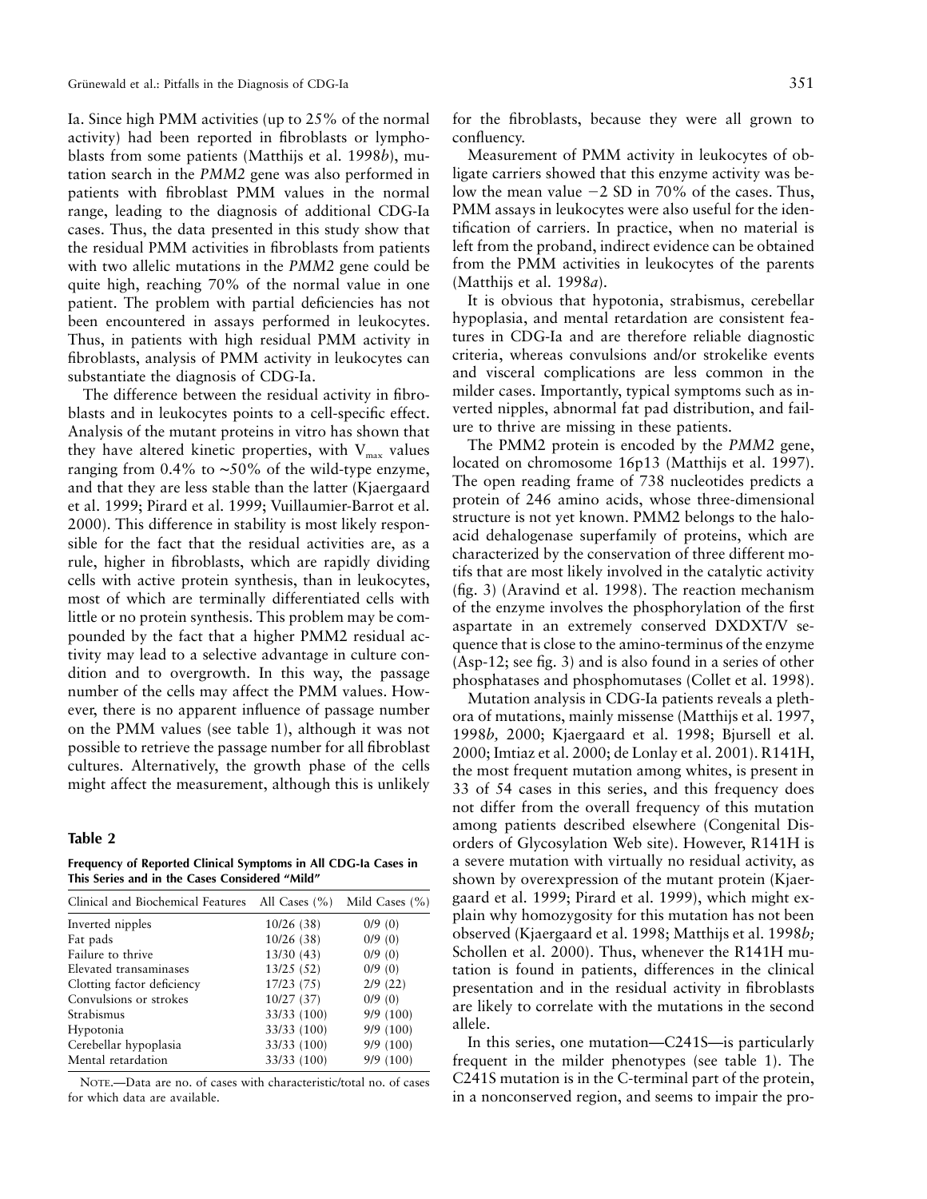Ia. Since high PMM activities (up to 25% of the normal activity) had been reported in fibroblasts or lymphoblasts from some patients (Matthijs et al. 1998*b*), mutation search in the *PMM2* gene was also performed in patients with fibroblast PMM values in the normal range, leading to the diagnosis of additional CDG-Ia cases. Thus, the data presented in this study show that the residual PMM activities in fibroblasts from patients with two allelic mutations in the *PMM2* gene could be quite high, reaching 70% of the normal value in one patient. The problem with partial deficiencies has not been encountered in assays performed in leukocytes. Thus, in patients with high residual PMM activity in fibroblasts, analysis of PMM activity in leukocytes can substantiate the diagnosis of CDG-Ia.

The difference between the residual activity in fibroblasts and in leukocytes points to a cell-specific effect. Analysis of the mutant proteins in vitro has shown that they have altered kinetic properties, with $V_{max}$ values ranging from 0.4% to ~50% of the wild-type enzyme, and that they are less stable than the latter (Kjaergaard et al. 1999; Pirard et al. 1999; Vuillaumier-Barrot et al. 2000). This difference in stability is most likely responsible for the fact that the residual activities are, as a rule, higher in fibroblasts, which are rapidly dividing cells with active protein synthesis, than in leukocytes, most of which are terminally differentiated cells with little or no protein synthesis. This problem may be compounded by the fact that a higher PMM2 residual activity may lead to a selective advantage in culture condition and to overgrowth. In this way, the passage number of the cells may affect the PMM values. However, there is no apparent influence of passage number on the PMM values (see table 1), although it was not possible to retrieve the passage number for all fibroblast cultures. Alternatively, the growth phase of the cells might affect the measurement, although this is unlikely for the fibroblasts, because they were all grown to confluency.

Measurement of PMM activity in leukocytes of obligate carriers showed that this enzyme activity was below the mean value −2 SD in 70% of the cases. Thus, PMM assays in leukocytes were also useful for the identification of carriers. In practice, when no material is left from the proband, indirect evidence can be obtained from the PMM activities in leukocytes of the parents (Matthijs et al. 1998*a*).

It is obvious that hypotonia, strabismus, cerebellar hypoplasia, and mental retardation are consistent features in CDG-Ia and are therefore reliable diagnostic criteria, whereas convulsions and/or strokelike events and visceral complications are less common in the milder cases. Importantly, typical symptoms such as inverted nipples, abnormal fat pad distribution, and failure to thrive are missing in these patients.

The PMM2 protein is encoded by the *PMM2* gene, located on chromosome 16p13 (Matthijs et al. 1997). The open reading frame of 738 nucleotides predicts a protein of 246 amino acids, whose three-dimensional structure is not yet known. PMM2 belongs to the haloacid dehalogenase superfamily of proteins, which are characterized by the conservation of three different motifs that are most likely involved in the catalytic activity (fig. 3) (Aravind et al. 1998). The reaction mechanism of the enzyme involves the phosphorylation of the first aspartate in an extremely conserved DXDXT/V sequence that is close to the amino-terminus of the enzyme (Asp-12; see fig. 3) and is also found in a series of other phosphatases and phosphomutases (Collet et al. 1998).

Mutation analysis in CDG-Ia patients reveals a plethora of mutations, mainly missense (Matthijs et al. 1997, 1998*b,* 2000; Kjaergaard et al. 1998; Bjursell et al. 2000; Imtiaz et al. 2000; de Lonlay et al. 2001). R141H, the most frequent mutation among whites, is present in 33 of 54 cases in this series, and this frequency does not differ from the overall frequency of this mutation among patients described elsewhere (Congenital Disorders of Glycosylation Web site). However, R141H is a severe mutation with virtually no residual activity, as shown by overexpression of the mutant protein (Kjaergaard et al. 1999; Pirard et al. 1999), which might explain why homozygosity for this mutation has not been observed (Kjaergaard et al. 1998; Matthijs et al. 1998*b;* Schollen et al. 2000). Thus, whenever the R141H mutation is found in patients, differences in the clinical presentation and in the residual activity in fibroblasts are likely to correlate with the mutations in the second allele.

In this series, one mutation—C241S—is particularly frequent in the milder phenotypes (see table 1). The C241S mutation is in the C-terminal part of the protein, in a nonconserved region, and seems to impair the pro-

**Table 2**

**Frequency of Reported Clinical Symptoms in All CDG-Ia Cases in This Series and in the Cases Considered "Mild"**

| Clinical and Biochemical Features | All Cases (%) | Mild Cases (%) |
|---|---|---|
| Inverted nipples | 10/26 (38) | 0/9 (0) |
| Fat pads | 10/26 (38) | 0/9 (0) |
| Failure to thrive | 13/30 (43) | 0/9 (0) |
| Elevated transaminases | 13/25 (52) | 0/9 (0) |
| Clotting factor deficiency | 17/23 (75) | 2/9 (22) |
| Convulsions or strokes | 10/27 (37) | 0/9 (0) |
| Strabismus | 33/33 (100) | 9/9 (100) |
| Hypotonia | 33/33 (100) | 9/9 (100) |
| Cerebellar hypoplasia | 33/33 (100) | 9/9 (100) |
| Mental retardation | 33/33 (100) | 9/9 (100) |

NOTE.—Data are no. of cases with characteristic/total no. of cases for which data are available.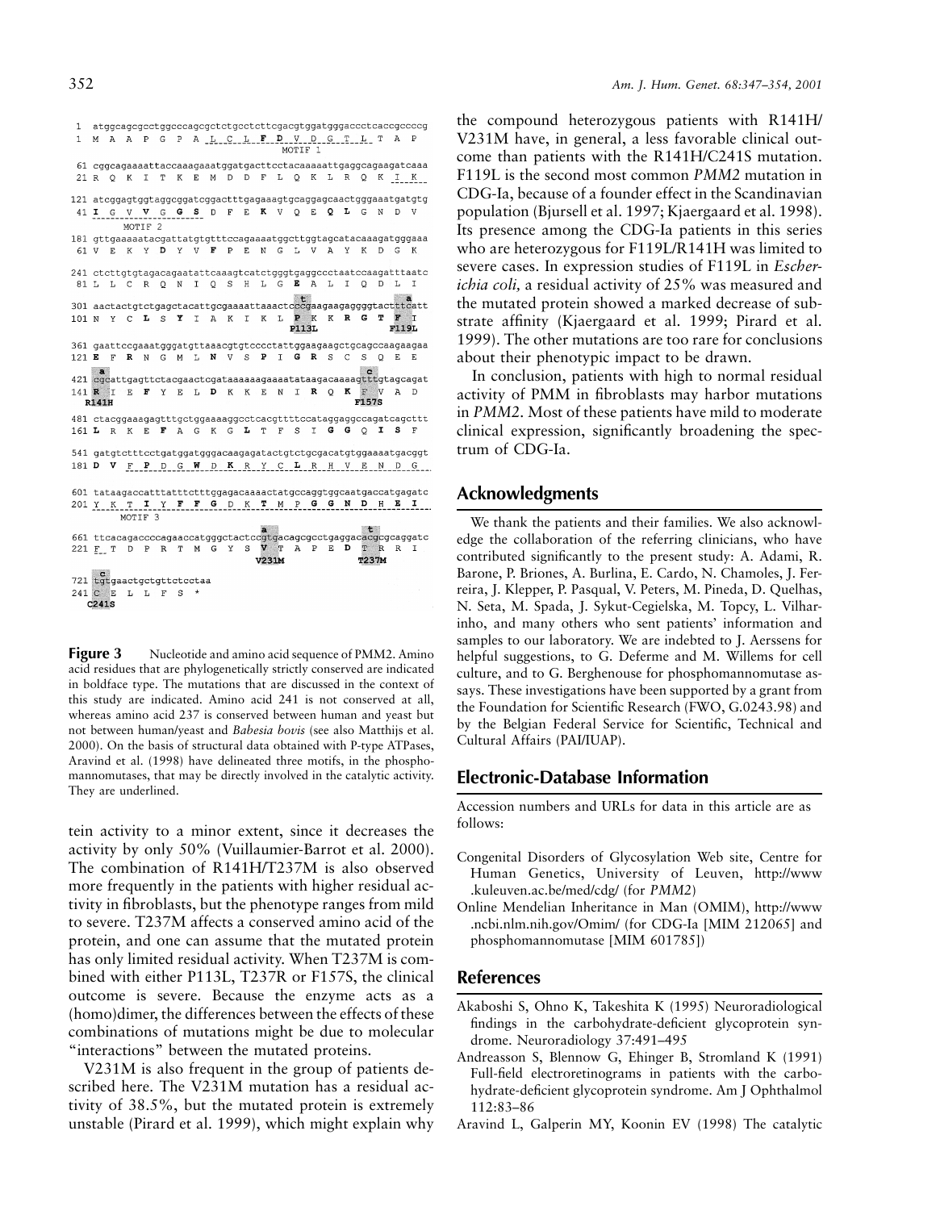```
1   atggcagcgcctggcccagcgctctgcctcttcgacgtggatgggaccctcaccgccccg
1   M  A  A  P  G  P  A  L  C  L  F  D  V  D  G  T  L  T  A  P
                                          MOTIF 1

61  cggcagaaaattaccaaagaaatggatgacttcctacaaaaattgaggcagaagatcaaa
21  R  Q  K  I  T  K  E  M  D  D  F  L  Q  K  L  R  Q  K  I  K

121 atcggagtggtaggcggatcggactttgagaaagtgcaggagcaactgggaaatgatgtg
41  I  G  V  V  G  G  S  D  F  E  K  V  Q  E  Q  L  G  N  D  V
        MOTIF 2

181 gttgaaaaatacgattatgtgtttccagaaaatggcttggtagcatacaaagatgggaaa
61  V  E  K  Y  D  Y  V  F  P  E  N  G  L  V  A  Y  K  D  G  K

241 ctcttgtgtagacagaatattcaaagtcatctgggtgaggccctaatccaagatttaatc
81  L  L  C  R  Q  N  I  Q  S  H  L  G  E  A  L  I  Q  D  L  I

                                                  t            a
301 aactactgtctgagctacattgcgaaaattaaactcccgaagaagaggggtactttcatt
101 N  Y  C  L  S  Y  I  A  K  I  K  L  P  K  K  R  G  T  F  I
                                         P113L                 F119L

361 gaattccgaaatgggatgttaaacgtgtcccctattggaagaagctcgcagccaagaagaa
121 E  F  R  N  G  M  L  N  V  S  P  I  G  R  S  C  S  Q  E  E

     a                                                   c
421 cgcattgagttctacgaactcgataaaaaagaaaatataagacaaaagtttgtagcagat
141 R  I  E  F  Y  E  L  D  K  K  E  N  I  R  Q  K  F  V  A  D
    R141H                                               F157S

481 ctacggaaagagtttgctggaaaaggcctcacgttttccataggaggccagatcagcttt
161 L  R  K  E  F  A  G  K  G  L  T  F  S  I  G  G  Q  I  S  F

541 gatgtctttcctgatggatgggacaagagatactgtctgcgacatgtggaaaatgacggt
181 D  V  F  P  D  G  W  D  K  R  Y  C  L  R  H  V  E  N  D  G

601 tataagaccatttatttctttggagacaaaactatgccaggtggcaatgaccatgagatc
201 Y  K  T  I  Y  F  F  G  D  K  T  M  P  G  G  N  D  H  E  I
        MOTIF 3

                                       a                 t
661 ttcacagaccccagaaccatgggctactccgtgacagcgcctgaggacacgcgcaggatc
221 F  T  D  P  R  T  M  G  Y  S  V  T  A  P  E  D  T  R  R  I
                                   V231M                 T237M

     c
721 tgtgaactgctgttctcctaa
241 C  E  L  L  F  S  *
    C241S
```

**Figure 3** Nucleotide and amino acid sequence of PMM2. Amino acid residues that are phylogenetically strictly conserved are indicated in boldface type. The mutations that are discussed in the context of this study are indicated. Amino acid 241 is not conserved at all, whereas amino acid 237 is conserved between human and yeast but not between human/yeast and *Babesia bovis* (see also Matthijs et al. 2000). On the basis of structural data obtained with P-type ATPases, Aravind et al. (1998) have delineated three motifs, in the phosphomannomutases, that may be directly involved in the catalytic activity. They are underlined.

tein activity to a minor extent, since it decreases the activity by only 50% (Vuillaumier-Barrot et al. 2000). The combination of R141H/T237M is also observed more frequently in the patients with higher residual activity in fibroblasts, but the phenotype ranges from mild to severe. T237M affects a conserved amino acid of the protein, and one can assume that the mutated protein has only limited residual activity. When T237M is combined with either P113L, T237R or F157S, the clinical outcome is severe. Because the enzyme acts as a (homo)dimer, the differences between the effects of these combinations of mutations might be due to molecular "interactions" between the mutated proteins.

V231M is also frequent in the group of patients described here. The V231M mutation has a residual activity of 38.5%, but the mutated protein is extremely unstable (Pirard et al. 1999), which might explain why the compound heterozygous patients with R141H/V231M have, in general, a less favorable clinical outcome than patients with the R141H/C241S mutation. F119L is the second most common *PMM2* mutation in CDG-Ia, because of a founder effect in the Scandinavian population (Bjursell et al. 1997; Kjaergaard et al. 1998). Its presence among the CDG-Ia patients in this series who are heterozygous for F119L/R141H was limited to severe cases. In expression studies of F119L in *Escherichia coli,* a residual activity of 25% was measured and the mutated protein showed a marked decrease of substrate affinity (Kjaergaard et al. 1999; Pirard et al. 1999). The other mutations are too rare for conclusions about their phenotypic impact to be drawn.

In conclusion, patients with high to normal residual activity of PMM in fibroblasts may harbor mutations in *PMM2*. Most of these patients have mild to moderate clinical expression, significantly broadening the spectrum of CDG-Ia.

## Acknowledgments

We thank the patients and their families. We also acknowledge the collaboration of the referring clinicians, who have contributed significantly to the present study: A. Adami, R. Barone, P. Briones, A. Burlina, E. Cardo, N. Chamoles, J. Ferreira, J. Klepper, P. Pasqual, V. Peters, M. Pineda, D. Quelhas, N. Seta, M. Spada, J. Sykut-Cegielska, M. Topcy, L. Vilharinho, and many others who sent patients' information and samples to our laboratory. We are indebted to J. Aerssens for helpful suggestions, to G. Deferme and M. Willems for cell culture, and to G. Berghenouse for phosphomannomutase assays. These investigations have been supported by a grant from the Foundation for Scientific Research (FWO, G.0243.98) and by the Belgian Federal Service for Scientific, Technical and Cultural Affairs (PAI/IUAP).

## Electronic-Database Information

Accession numbers and URLs for data in this article are as follows:

- Congenital Disorders of Glycosylation Web site, Centre for Human Genetics, University of Leuven, http://www.kuleuven.ac.be/med/cdg/ (for *PMM2*)
- Online Mendelian Inheritance in Man (OMIM), http://www.ncbi.nlm.nih.gov/Omim/ (for CDG-Ia [MIM 212065] and phosphomannomutase [MIM 601785])

## References

Akaboshi S, Ohno K, Takeshita K (1995) Neuroradiological findings in the carbohydrate-deficient glycoprotein syndrome. Neuroradiology 37:491–495

Andreasson S, Blennow G, Ehinger B, Stromland K (1991) Full-field electroretinograms in patients with the carbohydrate-deficient glycoprotein syndrome. Am J Ophthalmol 112:83–86

Aravind L, Galperin MY, Koonin EV (1998) The catalytic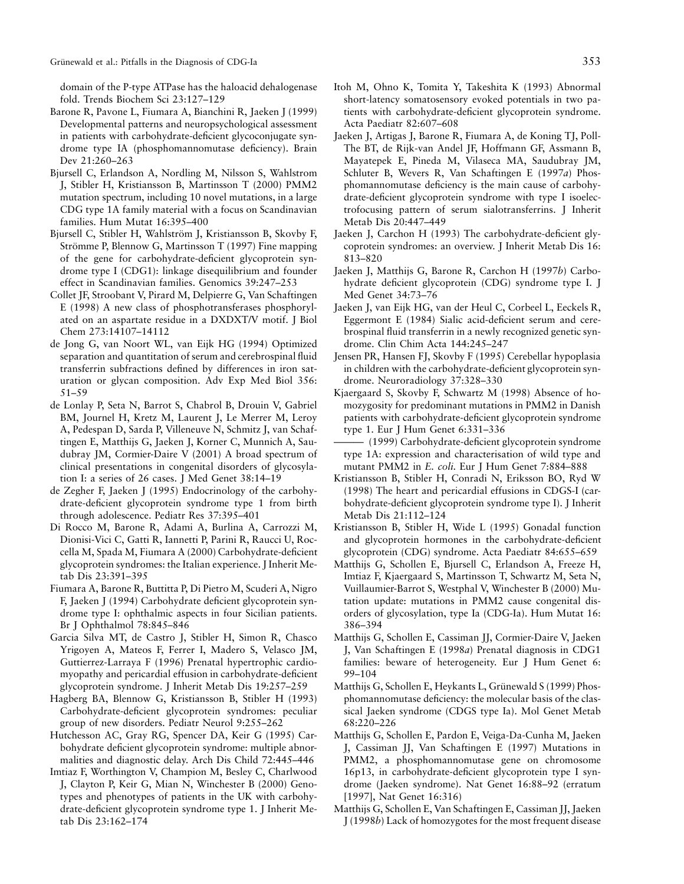domain of the P-type ATPase has the haloacid dehalogenase fold. Trends Biochem Sci 23:127–129

Barone R, Pavone L, Fiumara A, Bianchini R, Jaeken J (1999) Developmental patterns and neuropsychological assessment in patients with carbohydrate-deficient glycoconjugate syndrome type IA (phosphomannomutase deficiency). Brain Dev 21:260–263

Bjursell C, Erlandson A, Nordling M, Nilsson S, Wahlstrom J, Stibler H, Kristiansson B, Martinsson T (2000) PMM2 mutation spectrum, including 10 novel mutations, in a large CDG type 1A family material with a focus on Scandinavian families. Hum Mutat 16:395–400

Bjursell C, Stibler H, Wahlström J, Kristiansson B, Skovby F, Strömme P, Blennow G, Martinsson T (1997) Fine mapping of the gene for carbohydrate-deficient glycoprotein syndrome type I (CDG1): linkage disequilibrium and founder effect in Scandinavian families. Genomics 39:247–253

Collet JF, Stroobant V, Pirard M, Delpierre G, Van Schaftingen E (1998) A new class of phosphotransferases phosphorylated on an aspartate residue in a DXDXT/V motif. J Biol Chem 273:14107–14112

de Jong G, van Noort WL, van Eijk HG (1994) Optimized separation and quantitation of serum and cerebrospinal fluid transferrin subfractions defined by differences in iron saturation or glycan composition. Adv Exp Med Biol 356: 51–59

de Lonlay P, Seta N, Barrot S, Chabrol B, Drouin V, Gabriel BM, Journel H, Kretz M, Laurent J, Le Merrer M, Leroy A, Pedespan D, Sarda P, Villeneuve N, Schmitz J, van Schaftingen E, Matthijs G, Jaeken J, Korner C, Munnich A, Saudubray JM, Cormier-Daire V (2001) A broad spectrum of clinical presentations in congenital disorders of glycosylation I: a series of 26 cases. J Med Genet 38:14–19

de Zegher F, Jaeken J (1995) Endocrinology of the carbohydrate-deficient glycoprotein syndrome type 1 from birth through adolescence. Pediatr Res 37:395–401

Di Rocco M, Barone R, Adami A, Burlina A, Carrozzi M, Dionisi-Vici C, Gatti R, Iannetti P, Parini R, Raucci U, Roccella M, Spada M, Fiumara A (2000) Carbohydrate-deficient glycoprotein syndromes: the Italian experience. J Inherit Metab Dis 23:391–395

Fiumara A, Barone R, Buttitta P, Di Pietro M, Scuderi A, Nigro F, Jaeken J (1994) Carbohydrate deficient glycoprotein syndrome type I: ophthalmic aspects in four Sicilian patients. Br J Ophthalmol 78:845–846

Garcia Silva MT, de Castro J, Stibler H, Simon R, Chasco Yrigoyen A, Mateos F, Ferrer I, Madero S, Velasco JM, Guttierrez-Larraya F (1996) Prenatal hypertrophic cardiomyopathy and pericardial effusion in carbohydrate-deficient glycoprotein syndrome. J Inherit Metab Dis 19:257–259

Hagberg BA, Blennow G, Kristiansson B, Stibler H (1993) Carbohydrate-deficient glycoprotein syndromes: peculiar group of new disorders. Pediatr Neurol 9:255–262

Hutchesson AC, Gray RG, Spencer DA, Keir G (1995) Carbohydrate deficient glycoprotein syndrome: multiple abnormalities and diagnostic delay. Arch Dis Child 72:445–446

Imtiaz F, Worthington V, Champion M, Besley C, Charlwood J, Clayton P, Keir G, Mian N, Winchester B (2000) Genotypes and phenotypes of patients in the UK with carbohydrate-deficient glycoprotein syndrome type 1. J Inherit Metab Dis 23:162–174

Itoh M, Ohno K, Tomita Y, Takeshita K (1993) Abnormal short-latency somatosensory evoked potentials in two patients with carbohydrate-deficient glycoprotein syndrome. Acta Paediatr 82:607–608

Jaeken J, Artigas J, Barone R, Fiumara A, de Koning TJ, Poll-The BT, de Rijk-van Andel JF, Hoffmann GF, Assmann B, Mayatepek E, Pineda M, Vilaseca MA, Saudubray JM, Schluter B, Wevers R, Van Schaftingen E (1997*a*) Phosphomannomutase deficiency is the main cause of carbohydrate-deficient glycoprotein syndrome with type I isoelectrofocusing pattern of serum sialotransferrins. J Inherit Metab Dis 20:447–449

Jaeken J, Carchon H (1993) The carbohydrate-deficient glycoprotein syndromes: an overview. J Inherit Metab Dis 16: 813–820

Jaeken J, Matthijs G, Barone R, Carchon H (1997*b*) Carbohydrate deficient glycoprotein (CDG) syndrome type I. J Med Genet 34:73–76

Jaeken J, van Eijk HG, van der Heul C, Corbeel L, Eeckels R, Eggermont E (1984) Sialic acid-deficient serum and cerebrospinal fluid transferrin in a newly recognized genetic syndrome. Clin Chim Acta 144:245–247

Jensen PR, Hansen FJ, Skovby F (1995) Cerebellar hypoplasia in children with the carbohydrate-deficient glycoprotein syndrome. Neuroradiology 37:328–330

Kjaergaard S, Skovby F, Schwartz M (1998) Absence of homozygosity for predominant mutations in PMM2 in Danish patients with carbohydrate-deficient glycoprotein syndrome type 1. Eur J Hum Genet 6:331–336

——— (1999) Carbohydrate-deficient glycoprotein syndrome type 1A: expression and characterisation of wild type and mutant PMM2 in *E. coli*. Eur J Hum Genet 7:884–888

Kristiansson B, Stibler H, Conradi N, Eriksson BO, Ryd W (1998) The heart and pericardial effusions in CDGS-I (carbohydrate-deficient glycoprotein syndrome type I). J Inherit Metab Dis 21:112–124

Kristiansson B, Stibler H, Wide L (1995) Gonadal function and glycoprotein hormones in the carbohydrate-deficient glycoprotein (CDG) syndrome. Acta Paediatr 84:655–659

Matthijs G, Schollen E, Bjursell C, Erlandson A, Freeze H, Imtiaz F, Kjaergaard S, Martinsson T, Schwartz M, Seta N, Vuillaumier-Barrot S, Westphal V, Winchester B (2000) Mutation update: mutations in PMM2 cause congenital disorders of glycosylation, type Ia (CDG-Ia). Hum Mutat 16: 386–394

Matthijs G, Schollen E, Cassiman JJ, Cormier-Daire V, Jaeken J, Van Schaftingen E (1998*a*) Prenatal diagnosis in CDG1 families: beware of heterogeneity. Eur J Hum Genet 6: 99–104

Matthijs G, Schollen E, Heykants L, Grünewald S (1999) Phosphomannomutase deficiency: the molecular basis of the classical Jaeken syndrome (CDGS type Ia). Mol Genet Metab 68:220–226

Matthijs G, Schollen E, Pardon E, Veiga-Da-Cunha M, Jaeken J, Cassiman JJ, Van Schaftingen E (1997) Mutations in PMM2, a phosphomannomutase gene on chromosome 16p13, in carbohydrate-deficient glycoprotein type I syndrome (Jaeken syndrome). Nat Genet 16:88–92 (erratum [1997], Nat Genet 16:316)

Matthijs G, Schollen E, Van Schaftingen E, Cassiman JJ, Jaeken J (1998*b*) Lack of homozygotes for the most frequent disease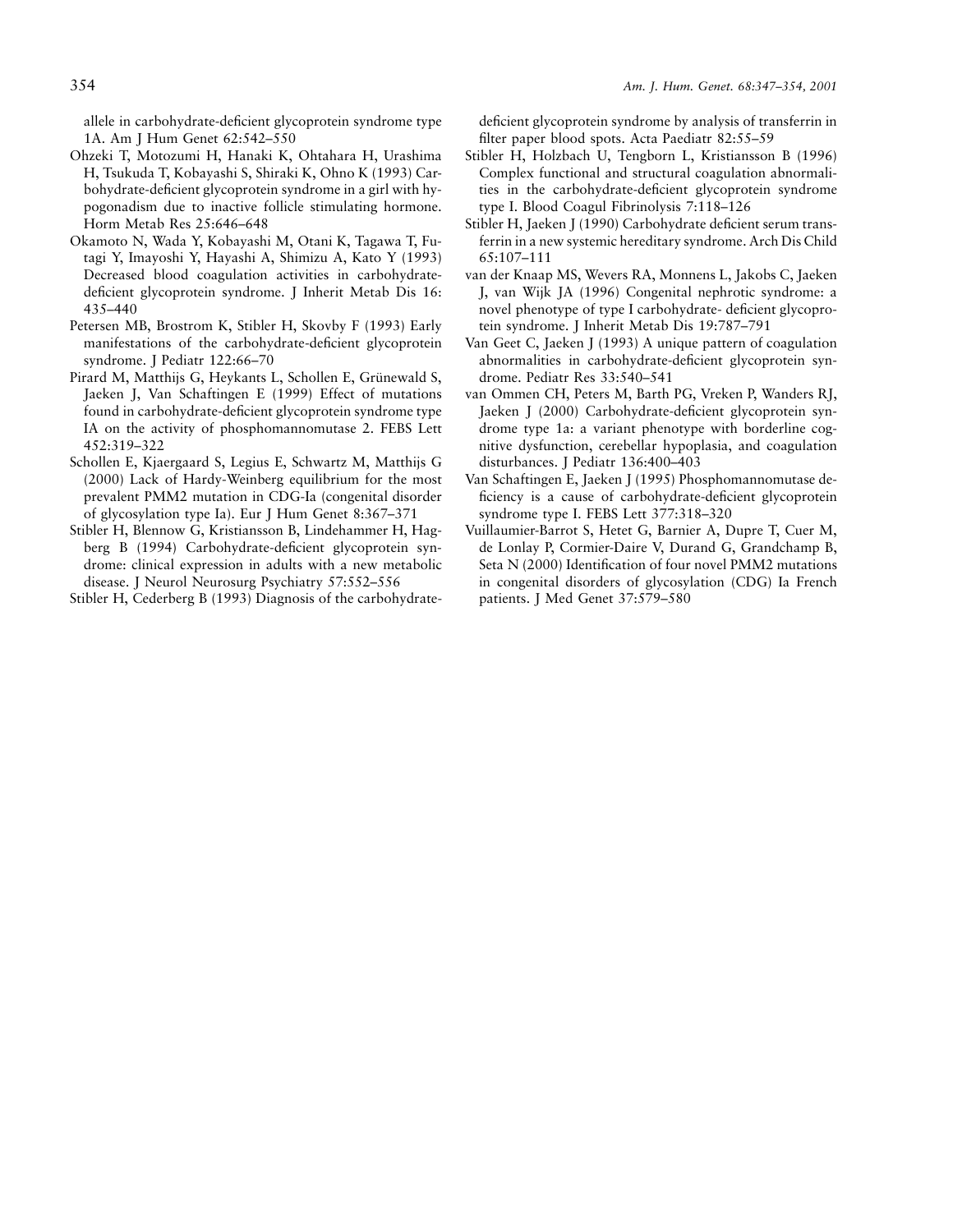allele in carbohydrate-deficient glycoprotein syndrome type 1A. Am J Hum Genet 62:542–550

Ohzeki T, Motozumi H, Hanaki K, Ohtahara H, Urashima H, Tsukuda T, Kobayashi S, Shiraki K, Ohno K (1993) Carbohydrate-deficient glycoprotein syndrome in a girl with hypogonadism due to inactive follicle stimulating hormone. Horm Metab Res 25:646–648

Okamoto N, Wada Y, Kobayashi M, Otani K, Tagawa T, Futagi Y, Imayoshi Y, Hayashi A, Shimizu A, Kato Y (1993) Decreased blood coagulation activities in carbohydrate-deficient glycoprotein syndrome. J Inherit Metab Dis 16: 435–440

Petersen MB, Brostrom K, Stibler H, Skovby F (1993) Early manifestations of the carbohydrate-deficient glycoprotein syndrome. J Pediatr 122:66–70

Pirard M, Matthijs G, Heykants L, Schollen E, Grünewald S, Jaeken J, Van Schaftingen E (1999) Effect of mutations found in carbohydrate-deficient glycoprotein syndrome type IA on the activity of phosphomannomutase 2. FEBS Lett 452:319–322

Schollen E, Kjaergaard S, Legius E, Schwartz M, Matthijs G (2000) Lack of Hardy-Weinberg equilibrium for the most prevalent PMM2 mutation in CDG-Ia (congenital disorder of glycosylation type Ia). Eur J Hum Genet 8:367–371

Stibler H, Blennow G, Kristiansson B, Lindehammer H, Hagberg B (1994) Carbohydrate-deficient glycoprotein syndrome: clinical expression in adults with a new metabolic disease. J Neurol Neurosurg Psychiatry 57:552–556

Stibler H, Cederberg B (1993) Diagnosis of the carbohydrate-deficient glycoprotein syndrome by analysis of transferrin in filter paper blood spots. Acta Paediatr 82:55–59

Stibler H, Holzbach U, Tengborn L, Kristiansson B (1996) Complex functional and structural coagulation abnormalities in the carbohydrate-deficient glycoprotein syndrome type I. Blood Coagul Fibrinolysis 7:118–126

Stibler H, Jaeken J (1990) Carbohydrate deficient serum transferrin in a new systemic hereditary syndrome. Arch Dis Child 65:107–111

van der Knaap MS, Wevers RA, Monnens L, Jakobs C, Jaeken J, van Wijk JA (1996) Congenital nephrotic syndrome: a novel phenotype of type I carbohydrate- deficient glycoprotein syndrome. J Inherit Metab Dis 19:787–791

Van Geet C, Jaeken J (1993) A unique pattern of coagulation abnormalities in carbohydrate-deficient glycoprotein syndrome. Pediatr Res 33:540–541

van Ommen CH, Peters M, Barth PG, Vreken P, Wanders RJ, Jaeken J (2000) Carbohydrate-deficient glycoprotein syndrome type 1a: a variant phenotype with borderline cognitive dysfunction, cerebellar hypoplasia, and coagulation disturbances. J Pediatr 136:400–403

Van Schaftingen E, Jaeken J (1995) Phosphomannomutase deficiency is a cause of carbohydrate-deficient glycoprotein syndrome type I. FEBS Lett 377:318–320

Vuillaumier-Barrot S, Hetet G, Barnier A, Dupre T, Cuer M, de Lonlay P, Cormier-Daire V, Durand G, Grandchamp B, Seta N (2000) Identification of four novel PMM2 mutations in congenital disorders of glycosylation (CDG) Ia French patients. J Med Genet 37:579–580